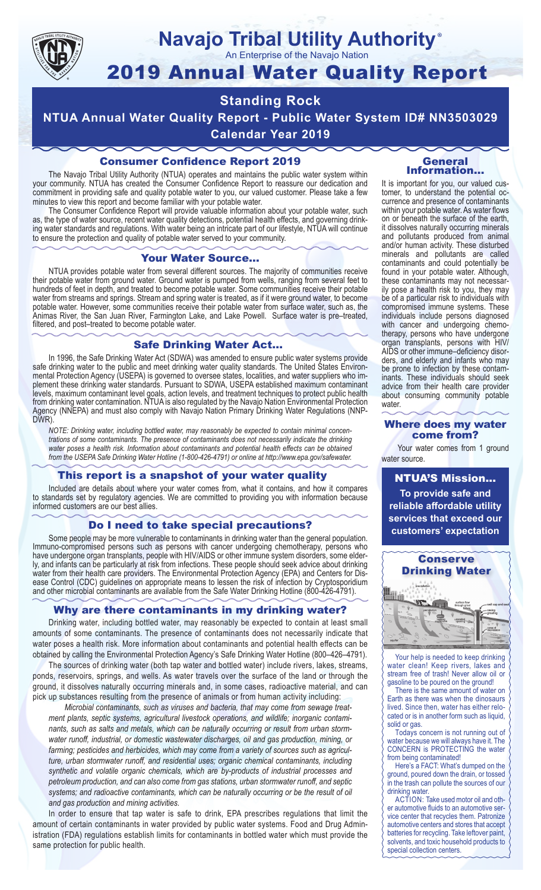# Navajo Tribal Utility Authority®

An Enterprise of the Navajo Nation

# 2019 Annual Water Quality Report

## Standing Rock

## NTUA Annual Water Quality Report - Public Water System ID# NN3503029

## Calendar Year 2019

### Consumer Confidence Report 2019

The Navajo Tribal Utility Authority (NTUA) operates and maintains the public water system within your community. NTUA has created the Consumer Confidence Report to reassure our dedication and commitment in providing safe and quality potable water to you, our valued customer. Please take a few minutes to view this report and become familiar with your potable water.

The Consumer Confidence Report will provide valuable information about your potable water, such as, the type of water source, recent water quality detections, potential health effects, and governing drinking water standards and regulations. With water being an intricate part of our lifestyle, NTUA will continue to ensure the protection and quality of potable water served to your community.

### Your Water Source…

NTUA provides potable water from several different sources. The majority of communities receive their potable water from ground water. Ground water is pumped from wells, ranging from several feet to hundreds of feet in depth, and treated to become potable water. Some communities receive their potable water from streams and springs. Stream and spring water is treated, as if it were ground water, to become potable water. However, some communities receive their potable water from surface water, such as, the Animas River, the San Juan River, Farmington Lake, and Lake Powell. Surface water is pre–treated, filtered, and post–treated to become potable water.

### Safe Drinking Water Act…

In 1996, the Safe Drinking Water Act (SDWA) was amended to ensure public water systems provide safe drinking water to the public and meet drinking water quality standards. The United States Environmental Protection Agency (USEPA) is governed to oversee states, localities, and water suppliers who implement these drinking water standards. Pursuant to SDWA, USEPA established maximum contaminant levels, maximum contaminant level goals, action levels, and treatment techniques to protect public health from drinking water contamination. NTUA is also regulated by the Navajo Nation Environmental Protection Agency (NNEPA) and must also comply with Navajo Nation Primary Drinking Water Regulations (NNPDWR).

*NOTE: Drinking water, including bottled water, may reasonably be expected to contain minimal concentrations of some contaminants. The presence of contaminants does not necessarily indicate the drinking water poses a health risk. Information about contaminants and potential health effects can be obtained from the USEPA Safe Drinking Water Hotline (1-800-426-4791) or online at http://www.epa.gov/safewater.*

### This report is a snapshot of your water quality

Included are details about where your water comes from, what it contains, and how it compares to standards set by regulatory agencies. We are committed to providing you with information because informed customers are our best allies.

### Do I need to take special precautions?

Some people may be more vulnerable to contaminants in drinking water than the general population. Immuno-compromised persons such as persons with cancer undergoing chemotherapy, persons who have undergone organ transplants, people with HIV/AIDS or other immune system disorders, some elderly, and infants can be particularly at risk from infections. These people should seek advice about drinking water from their health care providers. The Environmental Protection Agency (EPA) and Centers for Disease Control (CDC) guidelines on appropriate means to lessen the risk of infection by Cryptosporidium and other microbial contaminants are available from the Safe Water Drinking Hotline (800-426-4791).

### Why are there contaminants in my drinking water?

Drinking water, including bottled water, may reasonably be expected to contain at least small amounts of some contaminants. The presence of contaminants does not necessarily indicate that water poses a health risk. More information about contaminants and potential health effects can be obtained by calling the Environmental Protection Agency's Safe Drinking Water Hotline (800–426–4791).

The sources of drinking water (both tap water and bottled water) include rivers, lakes, streams, ponds, reservoirs, springs, and wells. As water travels over the surface of the land or through the ground, it dissolves naturally occurring minerals and, in some cases, radioactive material, and can pick up substances resulting from the presence of animals or from human activity including:

*Microbial contaminants, such as viruses and bacteria, that may come from sewage treatment plants, septic systems, agricultural livestock operations, and wildlife; inorganic contaminants, such as salts and metals, which can be naturally occurring or result from urban stormwater runoff, industrial, or domestic wastewater discharges, oil and gas production, mining, or farming; pesticides and herbicides, which may come from a variety of sources such as agriculture, urban stormwater runoff, and residential uses; organic chemical contaminants, including synthetic and volatile organic chemicals, which are by-products of industrial processes and petroleum production, and can also come from gas stations, urban stormwater runoff, and septic systems; and radioactive contaminants, which can be naturally occurring or be the result of oil and gas production and mining activities.*

In order to ensure that tap water is safe to drink, EPA prescribes regulations that limit the amount of certain contaminants in water provided by public water systems. Food and Drug Administration (FDA) regulations establish limits for contaminants in bottled water which must provide the same protection for public health.

### General Information…

It is important for you, our valued customer, to understand the potential occurrence and presence of contaminants within your potable water. As water flows on or beneath the surface of the earth, it dissolves naturally occurring minerals and pollutants produced from animal and/or human activity. These disturbed minerals and pollutants are called contaminants and could potentially be found in your potable water. Although, these contaminants may not necessarily pose a health risk to you, they may be of a particular risk to individuals with compromised immune systems. These individuals include persons diagnosed with cancer and undergoing chemotherapy, persons who have undergone organ transplants, persons with HIV/AIDS or other immune–deficiency disorders, and elderly and infants who may be prone to infection by these contaminants. These individuals should seek advice from their health care provider about consuming community potable water.

### Where does my water come from?

Your water comes from 1 ground water source.

### NTUA'S Mission…

**To provide safe and reliable affordable utility services that exceed our customers' expectation**

### Conserve Drinking Water

Your help is needed to keep drinking water clean! Keep rivers, lakes and stream free of trash! Never allow oil or gasoline to be poured on the ground!

There is the same amount of water on Earth as there was when the dinosaurs lived. Since then, water has either relocated or is in another form such as liquid, solid or gas.

Todays concern is not running out of water because we will always have it. The CONCERN is PROTECTING the water from being contaminated!

Here's a FACT: What's dumped on the ground, poured down the drain, or tossed in the trash can pollute the sources of our drinking water.

ACTION: Take used motor oil and other automotive fluids to an automotive service center that recycles them. Patronize automotive centers and stores that accept batteries for recycling. Take leftover paint, solvents, and toxic household products to special collection centers.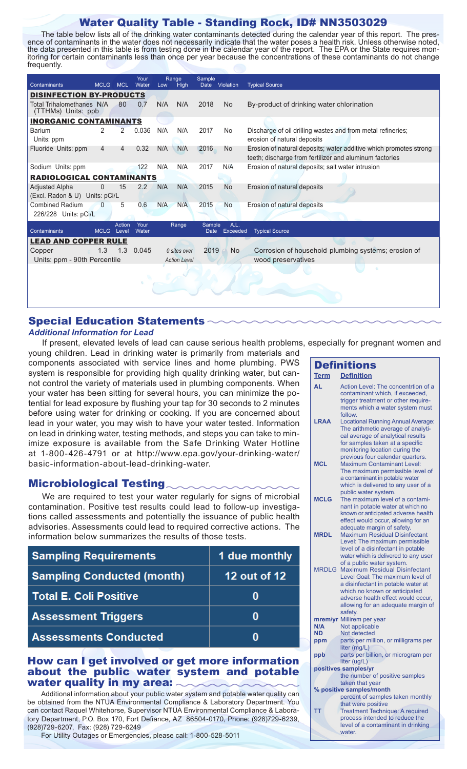# Water Quality Table - Standing Rock, ID# NN3503029

The table below lists all of the drinking water contaminants detected during the calendar year of this report. The presence of contaminants in the water does not necessarily indicate that the water poses a health risk. Unless otherwise noted, the data presented in this table is from testing done in the calendar year of the report. The EPA or the State requires monitoring for certain contaminants less than once per year because the concentrations of these contaminants do not change frequently.

| Contaminants | MCLG | MCL | Your Water | Range Low | Range High | Sample Date | Violation | Typical Source |
|---|---|---|---|---|---|---|---|---|
| **DISINFECTION BY-PRODUCTS** | | | | | | | | |
| Total Trihalomethanes (TTHMs) Units: ppb | N/A | 80 | 0.7 | N/A | N/A | 2018 | No | By-product of drinking water chlorination |
| **INORGANIC CONTAMINANTS** | | | | | | | | |
| Barium Units: ppm | 2 | 2 | 0.036 | N/A | N/A | 2017 | No | Discharge of oil drilling wastes and from metal refineries; erosion of natural deposits |
| Fluoride Units: ppm | 4 | 4 | 0.32 | N/A | N/A | 2016 | No | Erosion of natural deposits; water additive which promotes strong teeth; discharge from fertilizer and aluminum factories |
| Sodium Units: ppm | | | 122 | N/A | N/A | 2017 | N/A | Erosion of natural deposits; salt water intrusion |
| **RADIOLOGICAL CONTAMINANTS** | | | | | | | | |
| Adjusted Alpha (Excl. Radon & U) Units: pCi/L | 0 | 15 | 2.2 | N/A | N/A | 2015 | No | Erosion of natural deposits |
| Combined Radium 226/228 Units: pCi/L | 0 | 5 | 0.6 | N/A | N/A | 2015 | No | Erosion of natural deposits |

| Contaminants | MCLG | Action Level | Your Water | Range | Sample Date | A.L. Exceeded | Typical Source |
|---|---|---|---|---|---|---|---|
| **LEAD AND COPPER RULE** | | | | | | | |
| Copper Units: ppm - 90th Percentile | 1.3 | 1.3 | 0.045 | *0 sites over Action Level* | 2019 | No | Corrosion of household plumbing systems; erosion of wood preservatives |

## Special Education Statements

### *Additional Information for Lead*

If present, elevated levels of lead can cause serious health problems, especially for pregnant women and young children. Lead in drinking water is primarily from materials and components associated with service lines and home plumbing. PWS system is responsible for providing high quality drinking water, but cannot control the variety of materials used in plumbing components. When your water has been sitting for several hours, you can minimize the potential for lead exposure by flushing your tap for 30 seconds to 2 minutes before using water for drinking or cooking. If you are concerned about lead in your water, you may wish to have your water tested. Information on lead in drinking water, testing methods, and steps you can take to minimize exposure is available from the Safe Drinking Water Hotline at 1-800-426-4791 or at http://www.epa.gov/your-drinking-water/basic-information-about-lead-drinking-water.

## Microbiological Testing

We are required to test your water regularly for signs of microbial contamination. Positive test results could lead to follow-up investigations called assessments and potentially the issuance of public health advisories. Assessments could lead to required corrective actions. The information below summarizes the results of those tests.

| | |
|---|---|
| Sampling Requirements | 1 due monthly |
| Sampling Conducted (month) | 12 out of 12 |
| Total E. Coli Positive | 0 |
| Assessment Triggers | 0 |
| Assessments Conducted | 0 |

## How can I get involved or get more information about the public water system and potable water quality in my area:

Additional information about your public water system and potable water quality can be obtained from the NTUA Environmental Compliance & Laboratory Department. You can contact Raquel Whitehorse, Supervisor NTUA Environmental Compliance & Laboratory Department, P.O. Box 170, Fort Defiance, AZ 86504-0170, Phone: (928)729-6239, (928)729-6207, Fax: (928) 729-6249

For Utility Outages or Emergencies, please call: 1-800-528-5011

## Definitions

| Term | Definition |
|---|---|
| AL | Action Level: The concentrtion of a contaminant which, if exceeded, trigger treatment or other requirements which a water system must follow. |
| LRAA | Locational Running Annual Average: The arithmetic average of analytical results for samples taken at a specific monitoring location during the previous four calendar quarters. |
| MCL | Maximum Contaminant Level: The maximum permissible level of a contaminant in potable water which is delivered to any user of a public water system. |
| MCLG | The maximum level of a contaminant in potable water at which no known or anticipated adverse health effect would occur, allowing for an adequate margin of safety. |
| MRDL | Maximum Residual Disinfectant Level: The maximum permissible level of a disinfectant in potable water which is delivered to any user of a public water system. |
| MRDLG | Maximum Residual Disinfectant Level Goal: The maximum level of a disinfectant in potable water at which no known or anticipated adverse health effect would occur, allowing for an adequate margin of safety. |
| mrem/yr | Millirem per year |
| N/A | Not applicable |
| ND | Not detected |
| ppm | parts per million, or milligrams per liter (mg/L) |
| ppb | parts per billion, or microgram per liter (ug/L) |
| positives samples/yr | the number of positive samples taken that year |
| % positive samples/month | percent of samples taken monthly that were positive |
| TT | Treatment Technique: A required process intended to reduce the level of a contaminant in drinking water. |